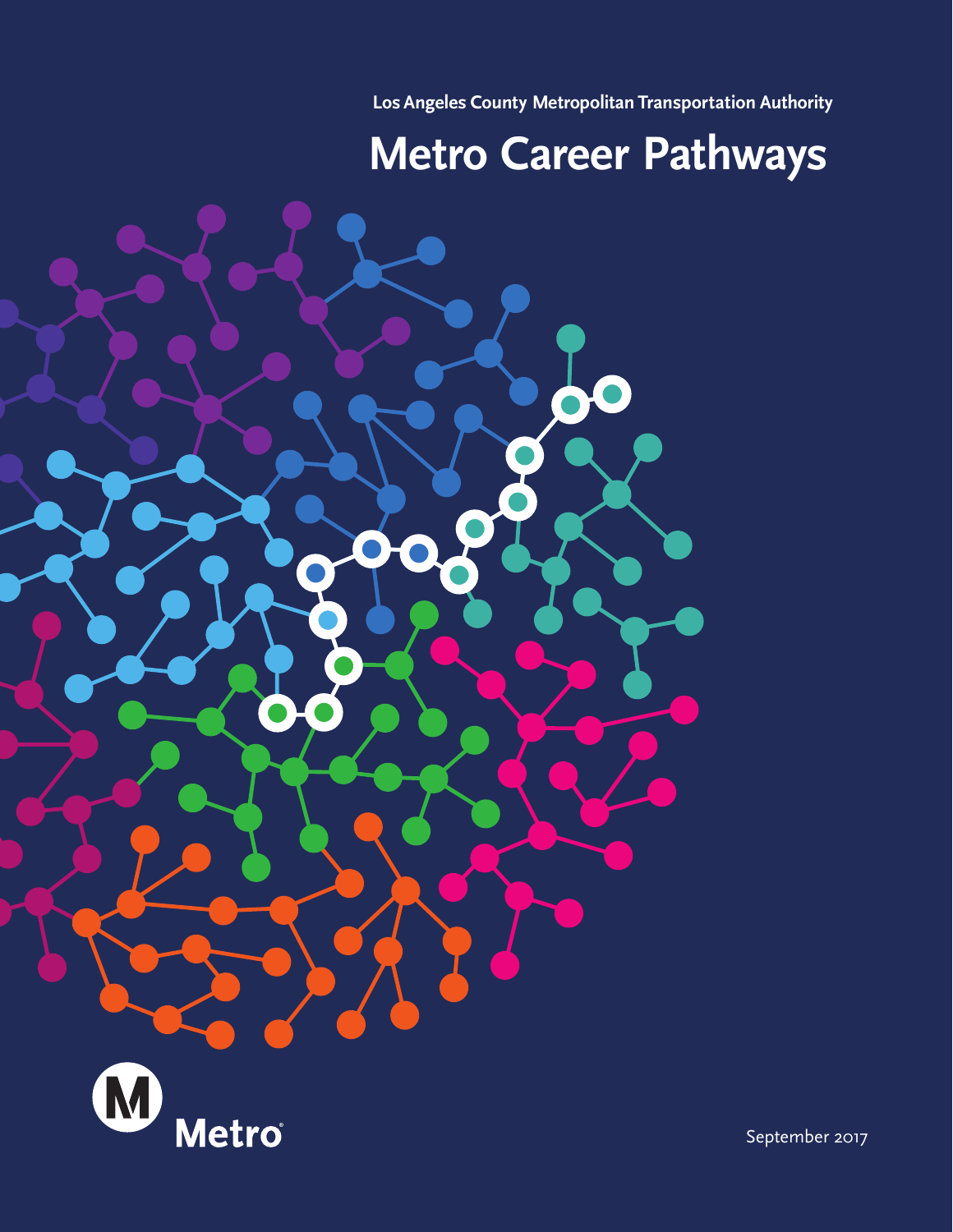Los Angeles County Metropolitan Transportation Authority

# Metro Career Pathways

Metro

September 2017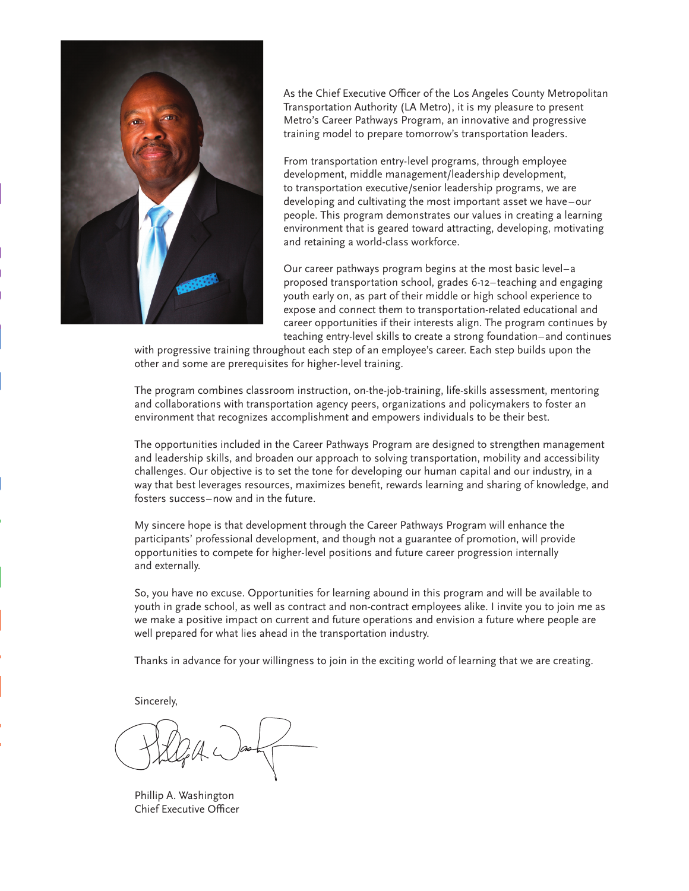As the Chief Executive Officer of the Los Angeles County Metropolitan Transportation Authority (LA Metro), it is my pleasure to present Metro's Career Pathways Program, an innovative and progressive training model to prepare tomorrow's transportation leaders.

From transportation entry-level programs, through employee development, middle management/leadership development, to transportation executive/senior leadership programs, we are developing and cultivating the most important asset we have–our people. This program demonstrates our values in creating a learning environment that is geared toward attracting, developing, motivating and retaining a world-class workforce.

Our career pathways program begins at the most basic level–a proposed transportation school, grades 6-12–teaching and engaging youth early on, as part of their middle or high school experience to expose and connect them to transportation-related educational and career opportunities if their interests align. The program continues by teaching entry-level skills to create a strong foundation–and continues with progressive training throughout each step of an employee's career. Each step builds upon the other and some are prerequisites for higher-level training.

The program combines classroom instruction, on-the-job-training, life-skills assessment, mentoring and collaborations with transportation agency peers, organizations and policymakers to foster an environment that recognizes accomplishment and empowers individuals to be their best.

The opportunities included in the Career Pathways Program are designed to strengthen management and leadership skills, and broaden our approach to solving transportation, mobility and accessibility challenges. Our objective is to set the tone for developing our human capital and our industry, in a way that best leverages resources, maximizes benefit, rewards learning and sharing of knowledge, and fosters success–now and in the future.

My sincere hope is that development through the Career Pathways Program will enhance the participants' professional development, and though not a guarantee of promotion, will provide opportunities to compete for higher-level positions and future career progression internally and externally.

So, you have no excuse. Opportunities for learning abound in this program and will be available to youth in grade school, as well as contract and non-contract employees alike. I invite you to join me as we make a positive impact on current and future operations and envision a future where people are well prepared for what lies ahead in the transportation industry.

Thanks in advance for your willingness to join in the exciting world of learning that we are creating.

Sincerely,

Phillip A. Washington
Chief Executive Officer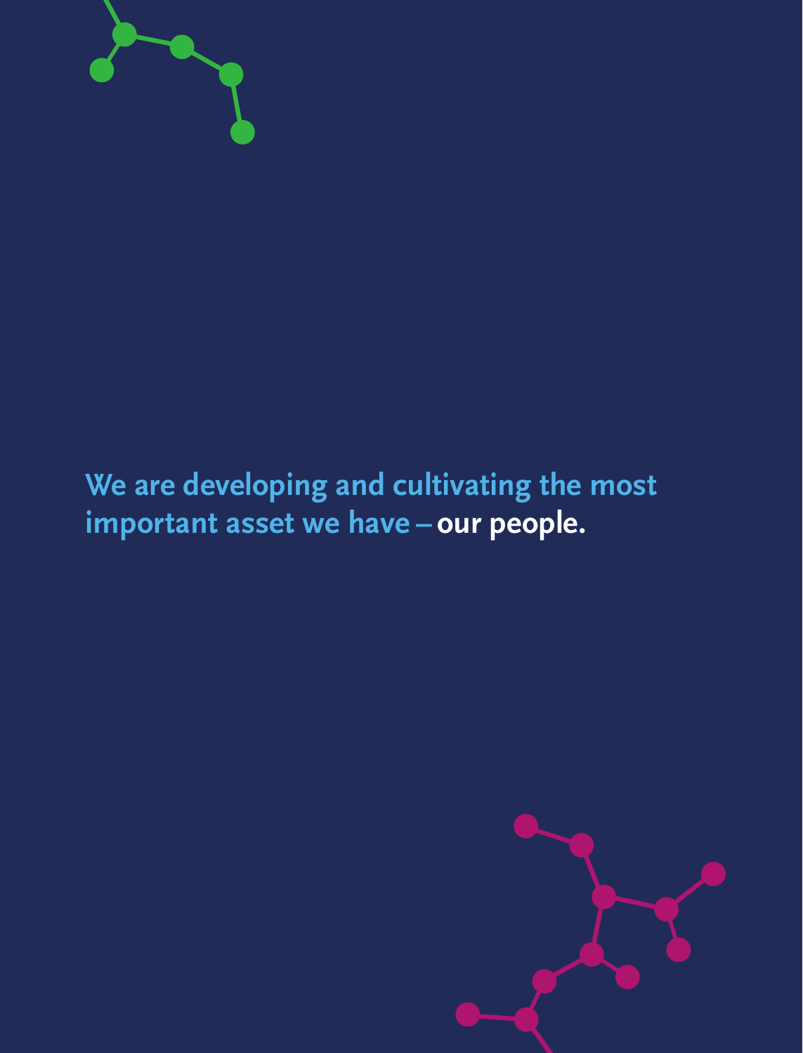We are developing and cultivating the most important asset we have – **our people.**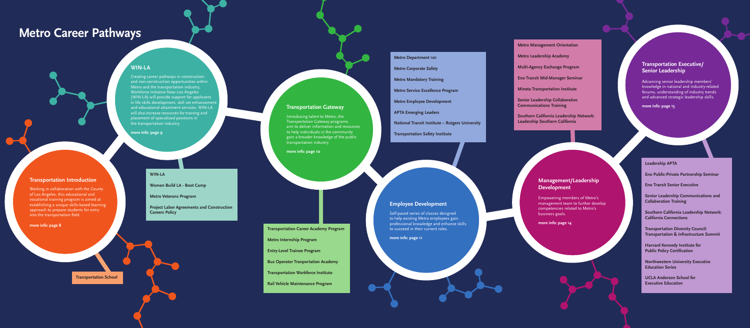# Metro Career Pathways

## Transportation Introduction

Working in collaboration with the County of Los Angeles, this educational and vocational training program is aimed at establishing a unique skills-based learning approach to prepare students for entry into the transportation field.

**more info: page 8**

- **Transportation School**

## WIN-LA

Creating career pathways in construction and non-construction opportunities within Metro and the transportation industry, Workforce Initiative Now-Los Angeles (WIN-LA) will provide support for applicants in life skills development, skill set enhancement and educational attainment services. WIN-LA will also increase resources for training and placement of specialized positions in the transportation industry.

**more info: page 9**

- **WIN-LA**
- **Women Build LA - Boot Camp**
- **Metro Veterans Program**
- **Project Labor Agreements and Construction Careers Policy**

## Transportation Gateway

Introducing talent to Metro, the Transportation Gateway programs aim to deliver information and resources to help individuals in the community gain a broader knowledge of the public transportation industry.

**more info: page 10**

- **Transportation Career Academy Program**
- **Metro Internship Program**
- **Entry-Level Trainee Program**
- **Bus Operator Tranportation Academy**
- **Transportation Workforce Institute**
- **Rail Vehicle Maintenance Program**

## Employee Development

Self-paced series of classes designed to help existing Metro employees gain professional knowledge and enhance skills to succeed in their current roles.

**more info: page 11**

- **Metro Department 101**
- **Metro Corporate Safety**
- **Metro Mandatory Training**
- **Metro Service Excellence Program**
- **Metro Employee Development**
- **APTA Emerging Leaders**
- **National Transit Institute – Rutgers University**
- **Transportation Safety Institute**

## Management/Leadership Development

Empowering members of Metro's management team to further develop competencies related to Metro's business goals.

**more info: page 14**

- **Metro Management Orientation**
- **Metro Leadership Academy**
- **Multi-Agency Exchange Program**
- **Eno Transit Mid-Manager Seminar**
- **Mineta Transportation Institute**
- **Senior Leadership Collaborative Communications Training**
- **Southern California Leadership Network: Leadership Southern California**

## Transportation Executive/ Senior Leadership

Advancing senior leadership members' knowledge in national and industry-related forums, understanding of industry trends and advanced strategic leadership skills.

**more info: page 15**

- **Leadership APTA**
- **Eno Public-Private Partnership Seminar**
- **Eno Transit Senior Executive**
- **Senior Leadership Communications and Collaboration Training**
- **Southern California Leadership Network: California Connections**
- **Transportation Diversity Council: Transportation & Infrastructure Summit**
- **Harvard Kennedy Institute for Public Policy Certification**
- **Northwestern University Executive Education Series**
- **UCLA Anderson School for Executive Education**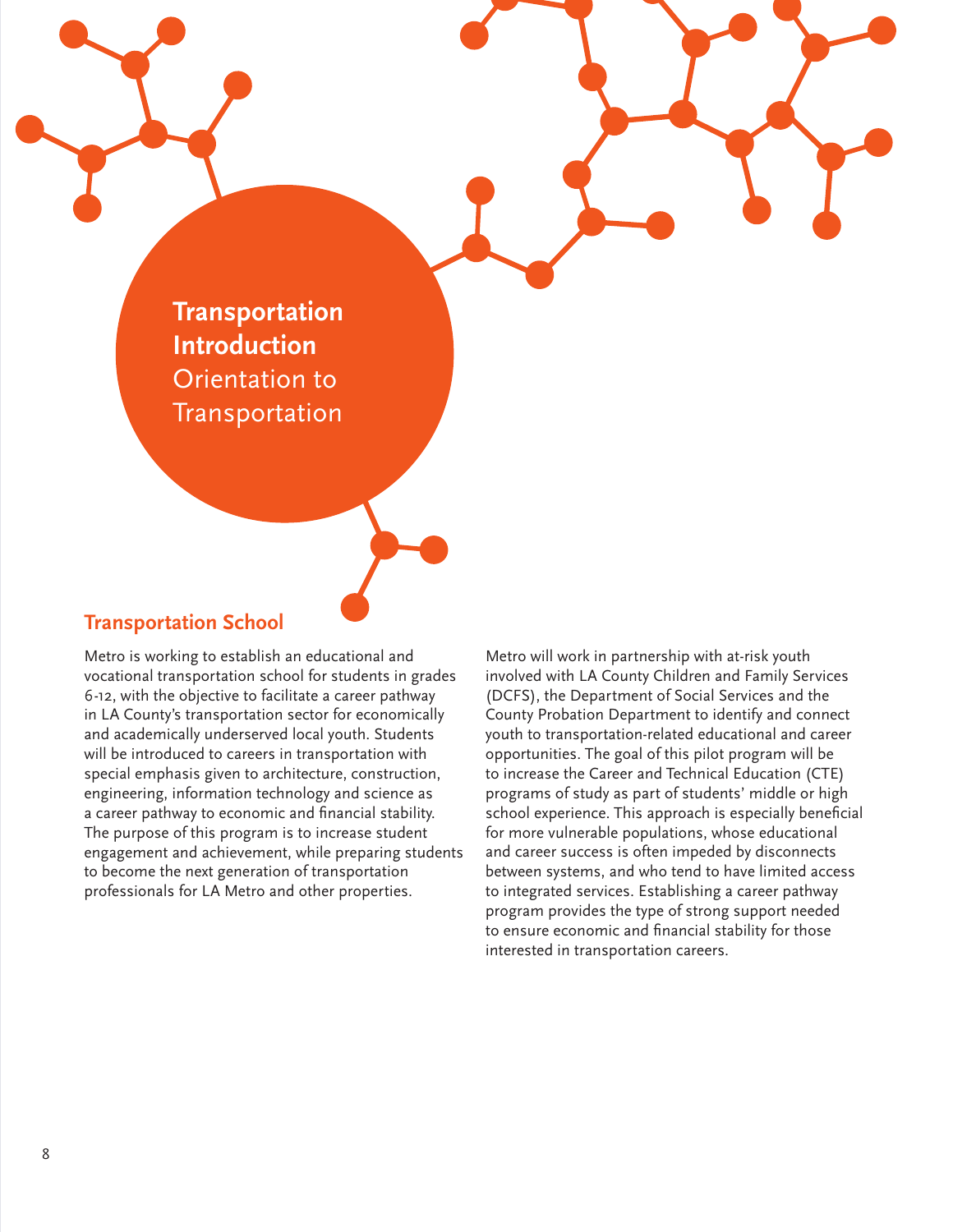# Transportation Introduction

Orientation to Transportation

## Transportation School

Metro is working to establish an educational and vocational transportation school for students in grades 6-12, with the objective to facilitate a career pathway in LA County's transportation sector for economically and academically underserved local youth. Students will be introduced to careers in transportation with special emphasis given to architecture, construction, engineering, information technology and science as a career pathway to economic and financial stability. The purpose of this program is to increase student engagement and achievement, while preparing students to become the next generation of transportation professionals for LA Metro and other properties.

Metro will work in partnership with at-risk youth involved with LA County Children and Family Services (DCFS), the Department of Social Services and the County Probation Department to identify and connect youth to transportation-related educational and career opportunities. The goal of this pilot program will be to increase the Career and Technical Education (CTE) programs of study as part of students' middle or high school experience. This approach is especially beneficial for more vulnerable populations, whose educational and career success is often impeded by disconnects between systems, and who tend to have limited access to integrated services. Establishing a career pathway program provides the type of strong support needed to ensure economic and financial stability for those interested in transportation careers.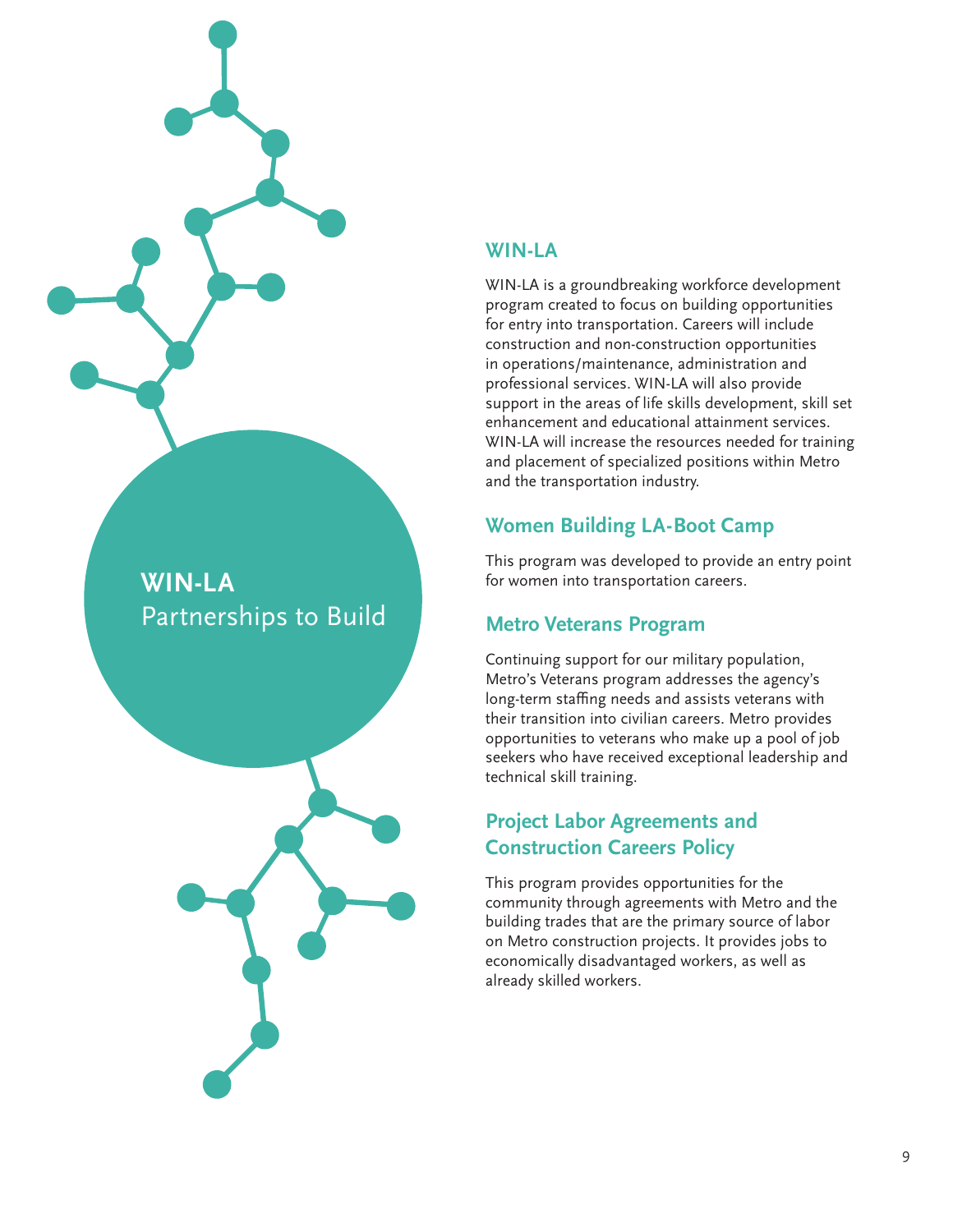**WIN-LA**
Partnerships to Build

## WIN-LA

WIN-LA is a groundbreaking workforce development program created to focus on building opportunities for entry into transportation. Careers will include construction and non-construction opportunities in operations/maintenance, administration and professional services. WIN-LA will also provide support in the areas of life skills development, skill set enhancement and educational attainment services. WIN-LA will increase the resources needed for training and placement of specialized positions within Metro and the transportation industry.

## Women Building LA-Boot Camp

This program was developed to provide an entry point for women into transportation careers.

## Metro Veterans Program

Continuing support for our military population, Metro's Veterans program addresses the agency's long-term staffing needs and assists veterans with their transition into civilian careers. Metro provides opportunities to veterans who make up a pool of job seekers who have received exceptional leadership and technical skill training.

## Project Labor Agreements and Construction Careers Policy

This program provides opportunities for the community through agreements with Metro and the building trades that are the primary source of labor on Metro construction projects. It provides jobs to economically disadvantaged workers, as well as already skilled workers.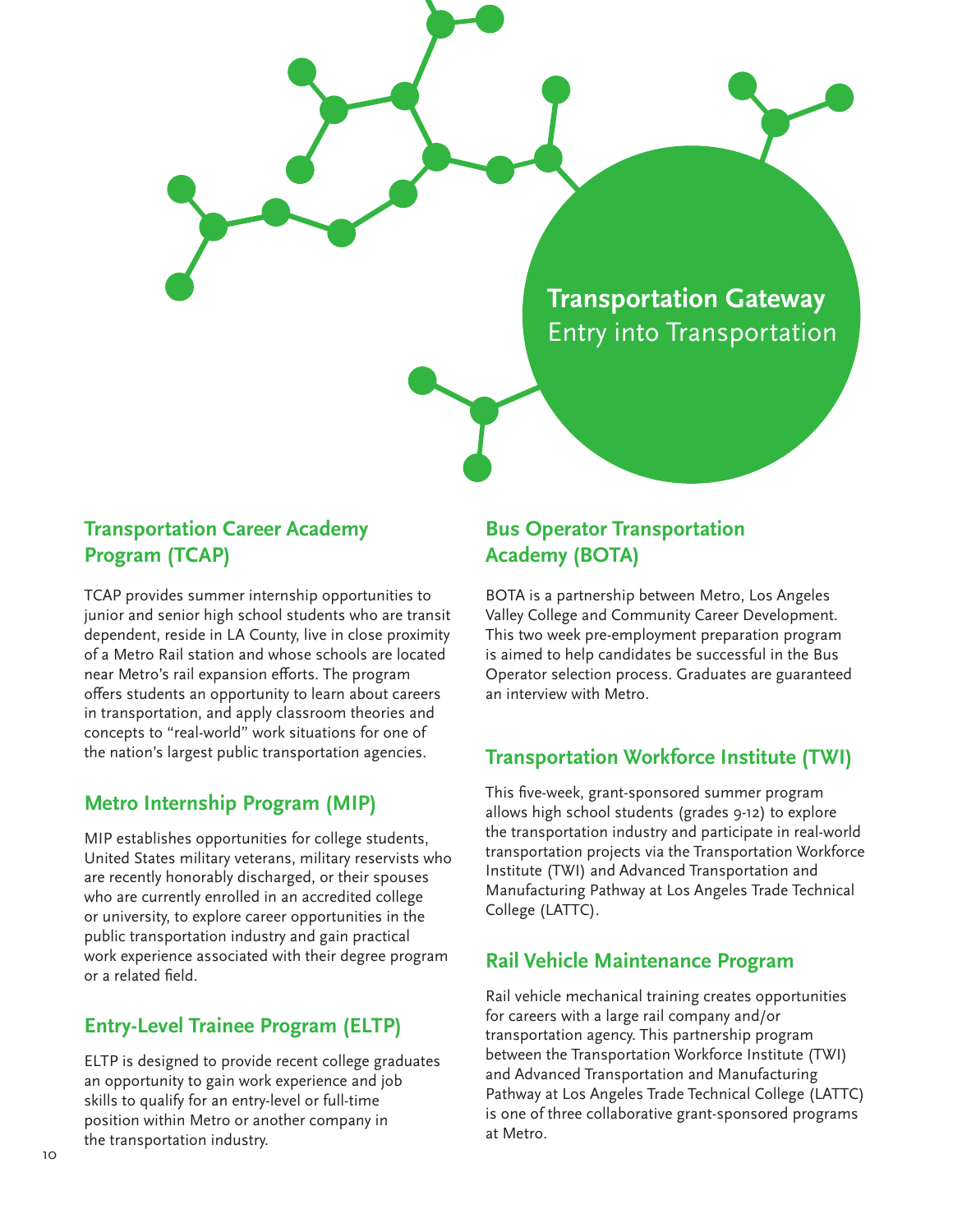# Transportation Gateway
Entry into Transportation

## Transportation Career Academy Program (TCAP)

TCAP provides summer internship opportunities to junior and senior high school students who are transit dependent, reside in LA County, live in close proximity of a Metro Rail station and whose schools are located near Metro's rail expansion efforts. The program offers students an opportunity to learn about careers in transportation, and apply classroom theories and concepts to "real-world" work situations for one of the nation's largest public transportation agencies.

## Metro Internship Program (MIP)

MIP establishes opportunities for college students, United States military veterans, military reservists who are recently honorably discharged, or their spouses who are currently enrolled in an accredited college or university, to explore career opportunities in the public transportation industry and gain practical work experience associated with their degree program or a related field.

## Entry-Level Trainee Program (ELTP)

ELTP is designed to provide recent college graduates an opportunity to gain work experience and job skills to qualify for an entry-level or full-time position within Metro or another company in the transportation industry.

## Bus Operator Transportation Academy (BOTA)

BOTA is a partnership between Metro, Los Angeles Valley College and Community Career Development. This two week pre-employment preparation program is aimed to help candidates be successful in the Bus Operator selection process. Graduates are guaranteed an interview with Metro.

## Transportation Workforce Institute (TWI)

This five-week, grant-sponsored summer program allows high school students (grades 9-12) to explore the transportation industry and participate in real-world transportation projects via the Transportation Workforce Institute (TWI) and Advanced Transportation and Manufacturing Pathway at Los Angeles Trade Technical College (LATTC).

## Rail Vehicle Maintenance Program

Rail vehicle mechanical training creates opportunities for careers with a large rail company and/or transportation agency. This partnership program between the Transportation Workforce Institute (TWI) and Advanced Transportation and Manufacturing Pathway at Los Angeles Trade Technical College (LATTC) is one of three collaborative grant-sponsored programs at Metro.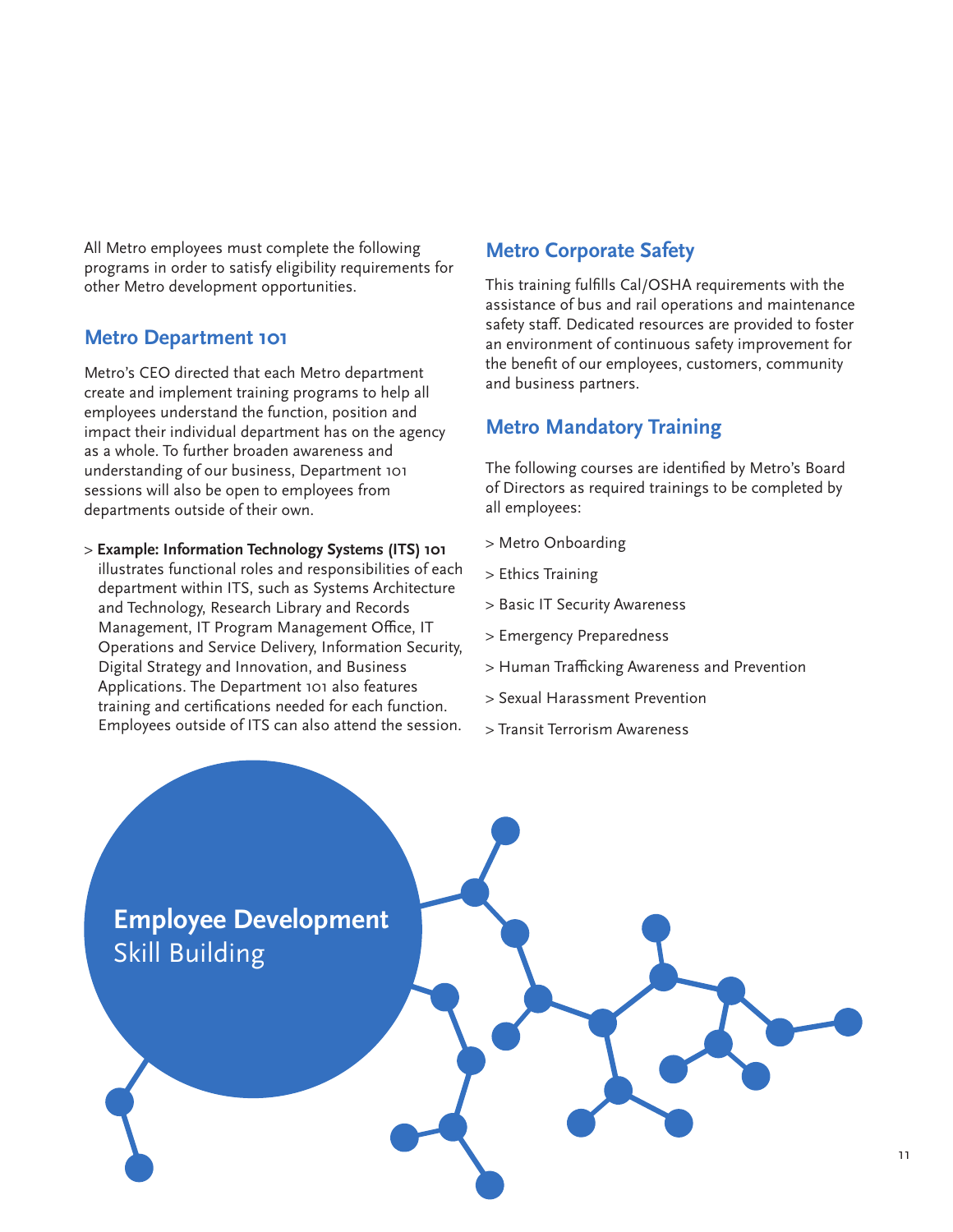All Metro employees must complete the following programs in order to satisfy eligibility requirements for other Metro development opportunities.

## Metro Department 101

Metro's CEO directed that each Metro department create and implement training programs to help all employees understand the function, position and impact their individual department has on the agency as a whole. To further broaden awareness and understanding of our business, Department 101 sessions will also be open to employees from departments outside of their own.

> **Example: Information Technology Systems (ITS) 101** illustrates functional roles and responsibilities of each department within ITS, such as Systems Architecture and Technology, Research Library and Records Management, IT Program Management Office, IT Operations and Service Delivery, Information Security, Digital Strategy and Innovation, and Business Applications. The Department 101 also features training and certifications needed for each function. Employees outside of ITS can also attend the session.

## Metro Corporate Safety

This training fulfills Cal/OSHA requirements with the assistance of bus and rail operations and maintenance safety staff. Dedicated resources are provided to foster an environment of continuous safety improvement for the benefit of our employees, customers, community and business partners.

## Metro Mandatory Training

The following courses are identified by Metro's Board of Directors as required trainings to be completed by all employees:

> Metro Onboarding

> Ethics Training

> Basic IT Security Awareness

> Emergency Preparedness

> Human Trafficking Awareness and Prevention

> Sexual Harassment Prevention

> Transit Terrorism Awareness

# Employee Development
## Skill Building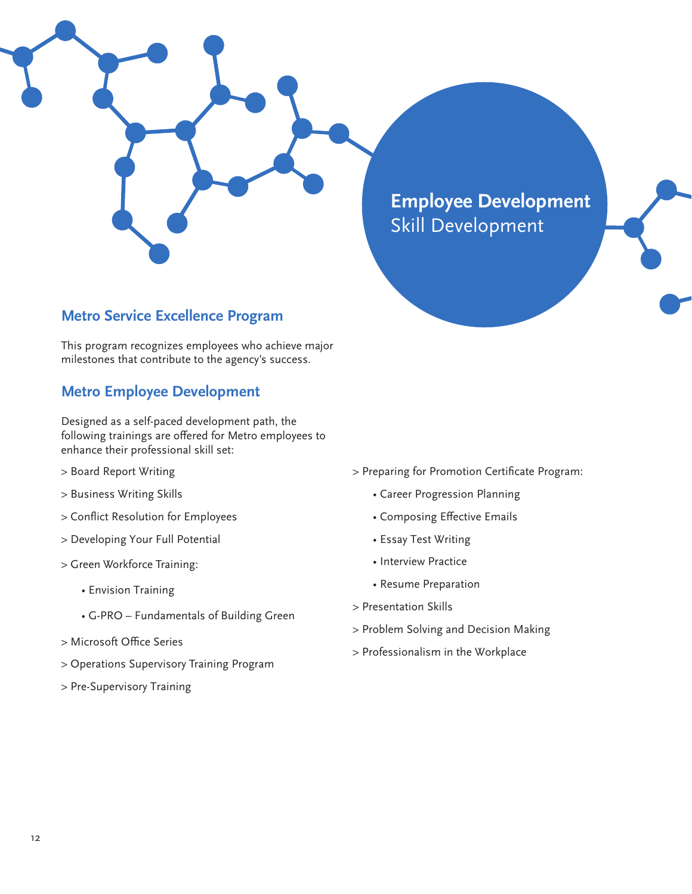# Employee Development
## Skill Development

### Metro Service Excellence Program

This program recognizes employees who achieve major milestones that contribute to the agency's success.

### Metro Employee Development

Designed as a self-paced development path, the following trainings are offered for Metro employees to enhance their professional skill set:

> Board Report Writing

> Business Writing Skills

> Conflict Resolution for Employees

> Developing Your Full Potential

> Green Workforce Training:

- Envision Training
- G-PRO – Fundamentals of Building Green

> Microsoft Office Series

> Operations Supervisory Training Program

> Pre-Supervisory Training

> Preparing for Promotion Certificate Program:

- Career Progression Planning
- Composing Effective Emails
- Essay Test Writing
- Interview Practice
- Resume Preparation

> Presentation Skills

> Problem Solving and Decision Making

> Professionalism in the Workplace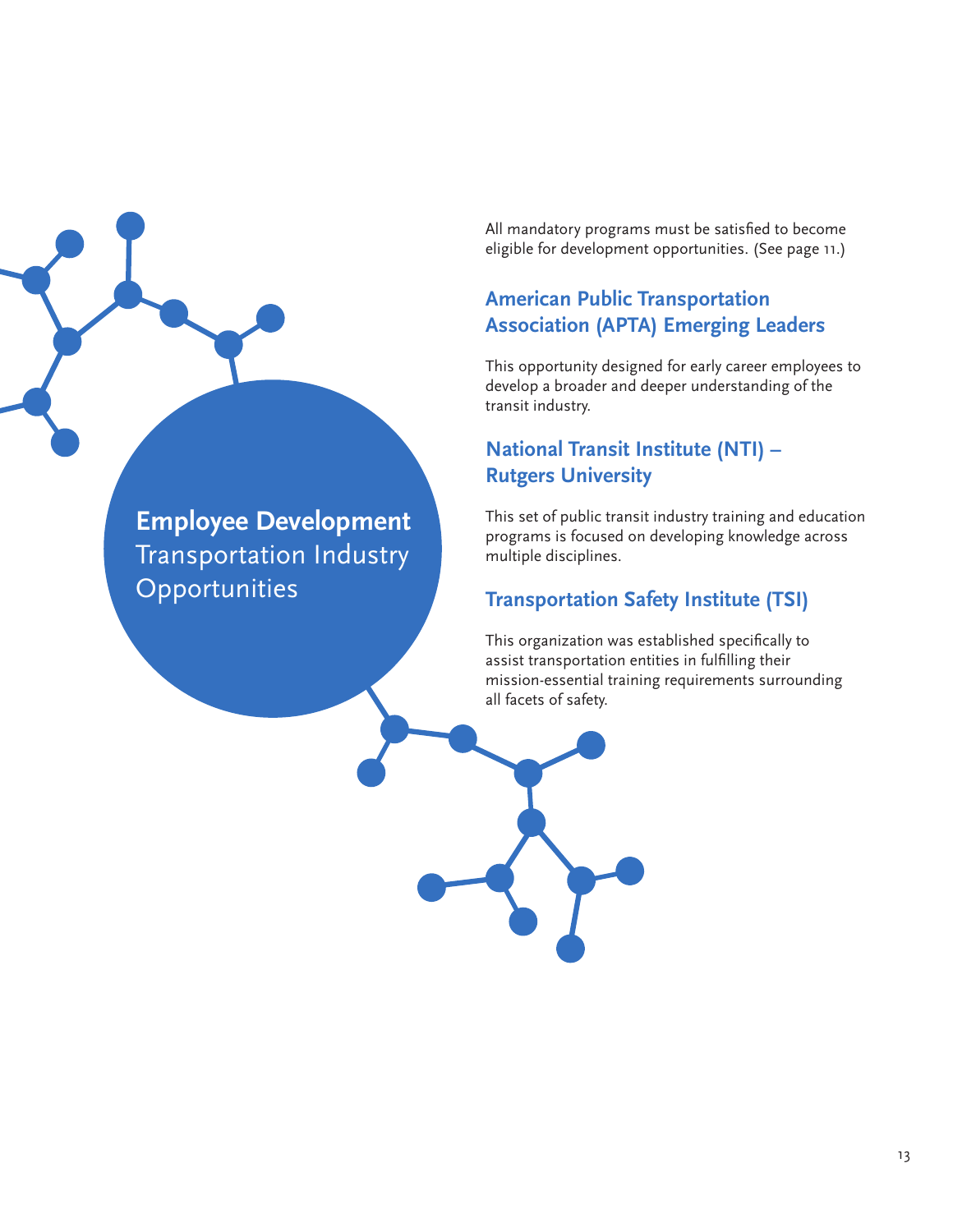# **Employee Development** Transportation Industry Opportunities

All mandatory programs must be satisfied to become eligible for development opportunities. (See page 11.)

## American Public Transportation Association (APTA) Emerging Leaders

This opportunity designed for early career employees to develop a broader and deeper understanding of the transit industry.

## National Transit Institute (NTI) – Rutgers University

This set of public transit industry training and education programs is focused on developing knowledge across multiple disciplines.

## Transportation Safety Institute (TSI)

This organization was established specifically to assist transportation entities in fulfilling their mission-essential training requirements surrounding all facets of safety.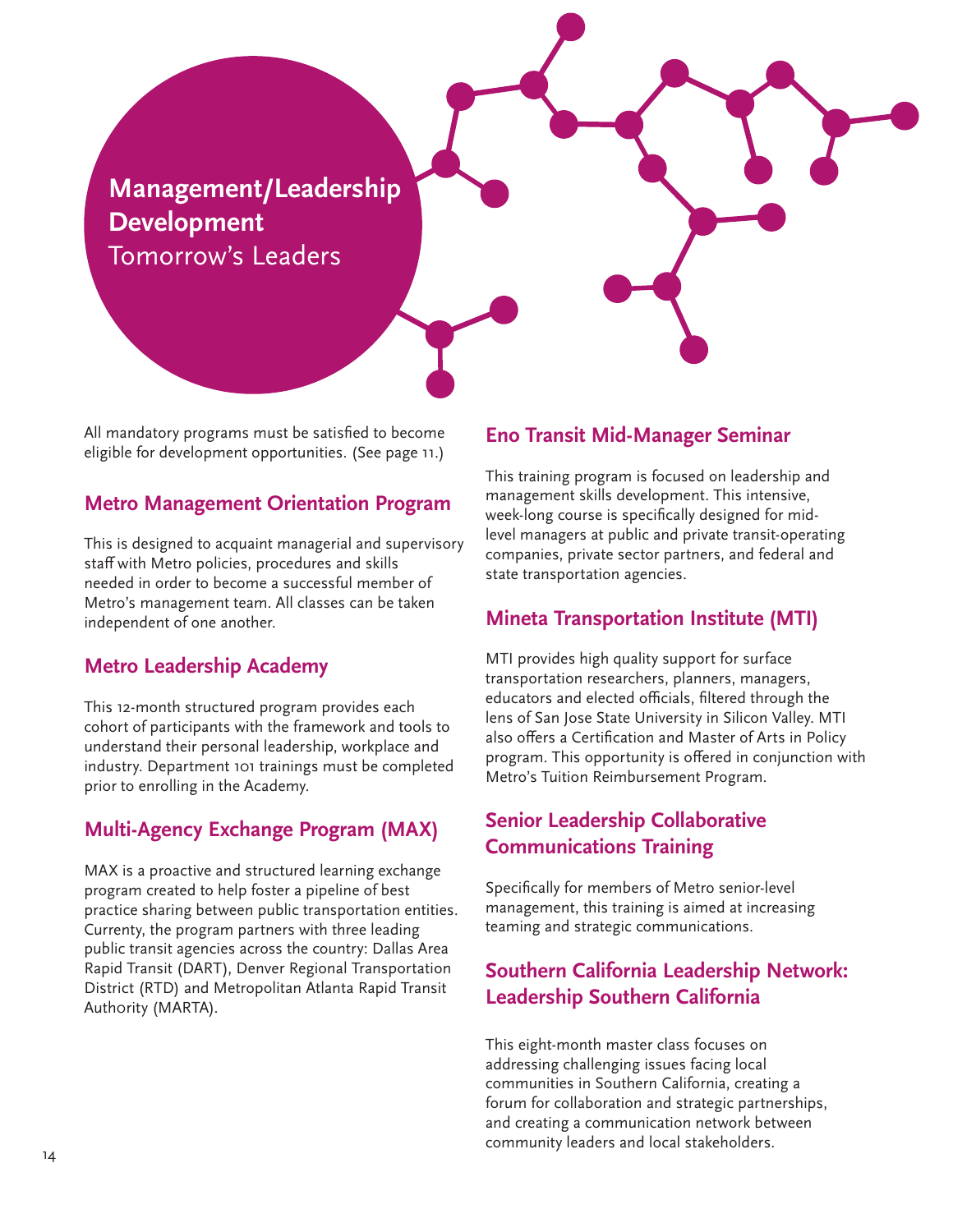# Management/Leadership Development

Tomorrow's Leaders

All mandatory programs must be satisfied to become eligible for development opportunities. (See page 11.)

## Metro Management Orientation Program

This is designed to acquaint managerial and supervisory staff with Metro policies, procedures and skills needed in order to become a successful member of Metro's management team. All classes can be taken independent of one another.

## Metro Leadership Academy

This 12-month structured program provides each cohort of participants with the framework and tools to understand their personal leadership, workplace and industry. Department 101 trainings must be completed prior to enrolling in the Academy.

## Multi-Agency Exchange Program (MAX)

MAX is a proactive and structured learning exchange program created to help foster a pipeline of best practice sharing between public transportation entities. Currenty, the program partners with three leading public transit agencies across the country: Dallas Area Rapid Transit (DART), Denver Regional Transportation District (RTD) and Metropolitan Atlanta Rapid Transit Authority (MARTA).

## Eno Transit Mid-Manager Seminar

This training program is focused on leadership and management skills development. This intensive, week-long course is specifically designed for mid-level managers at public and private transit-operating companies, private sector partners, and federal and state transportation agencies.

## Mineta Transportation Institute (MTI)

MTI provides high quality support for surface transportation researchers, planners, managers, educators and elected officials, filtered through the lens of San Jose State University in Silicon Valley. MTI also offers a Certification and Master of Arts in Policy program. This opportunity is offered in conjunction with Metro's Tuition Reimbursement Program.

## Senior Leadership Collaborative Communications Training

Specifically for members of Metro senior-level management, this training is aimed at increasing teaming and strategic communications.

## Southern California Leadership Network: Leadership Southern California

This eight-month master class focuses on addressing challenging issues facing local communities in Southern California, creating a forum for collaboration and strategic partnerships, and creating a communication network between community leaders and local stakeholders.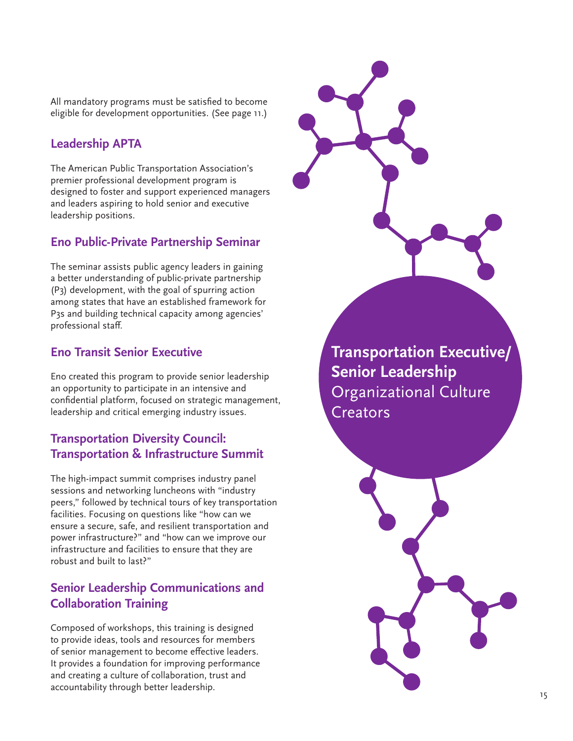All mandatory programs must be satisfied to become eligible for development opportunities. (See page 11.)

## Leadership APTA

The American Public Transportation Association's premier professional development program is designed to foster and support experienced managers and leaders aspiring to hold senior and executive leadership positions.

## Eno Public-Private Partnership Seminar

The seminar assists public agency leaders in gaining a better understanding of public-private partnership (P3) development, with the goal of spurring action among states that have an established framework for P3s and building technical capacity among agencies' professional staff.

## Eno Transit Senior Executive

Eno created this program to provide senior leadership an opportunity to participate in an intensive and confidential platform, focused on strategic management, leadership and critical emerging industry issues.

## Transportation Diversity Council: Transportation & Infrastructure Summit

The high-impact summit comprises industry panel sessions and networking luncheons with "industry peers," followed by technical tours of key transportation facilities. Focusing on questions like "how can we ensure a secure, safe, and resilient transportation and power infrastructure?" and "how can we improve our infrastructure and facilities to ensure that they are robust and built to last?"

## Senior Leadership Communications and Collaboration Training

Composed of workshops, this training is designed to provide ideas, tools and resources for members of senior management to become effective leaders. It provides a foundation for improving performance and creating a culture of collaboration, trust and accountability through better leadership.

**Transportation Executive/ Senior Leadership**
Organizational Culture Creators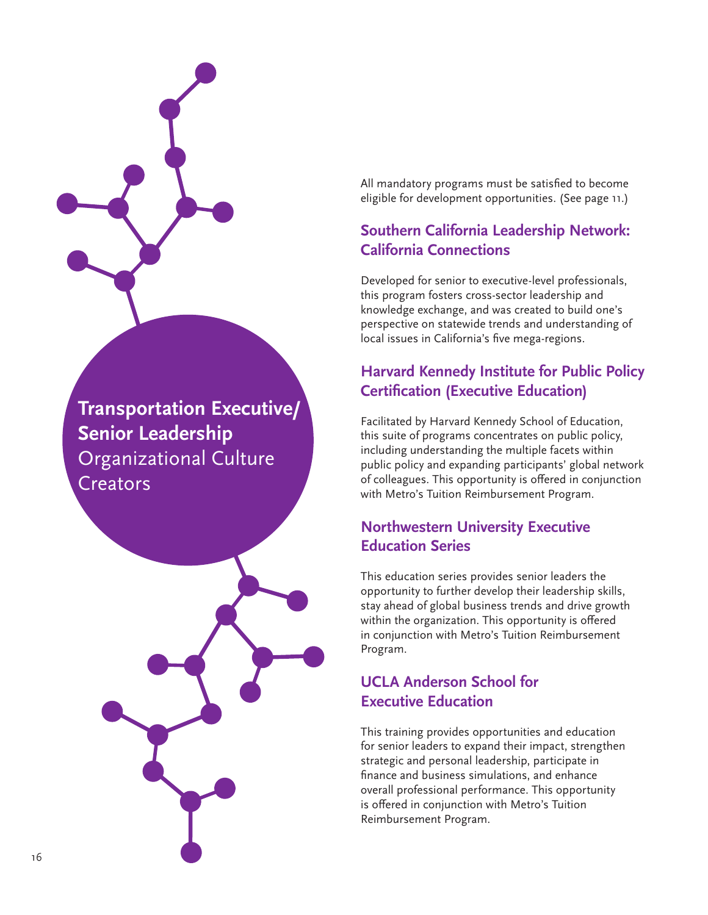## **Transportation Executive/ Senior Leadership** Organizational Culture Creators

All mandatory programs must be satisfied to become eligible for development opportunities. (See page 11.)

### Southern California Leadership Network: California Connections

Developed for senior to executive-level professionals, this program fosters cross-sector leadership and knowledge exchange, and was created to build one's perspective on statewide trends and understanding of local issues in California's five mega-regions.

### Harvard Kennedy Institute for Public Policy Certification (Executive Education)

Facilitated by Harvard Kennedy School of Education, this suite of programs concentrates on public policy, including understanding the multiple facets within public policy and expanding participants' global network of colleagues. This opportunity is offered in conjunction with Metro's Tuition Reimbursement Program.

### Northwestern University Executive Education Series

This education series provides senior leaders the opportunity to further develop their leadership skills, stay ahead of global business trends and drive growth within the organization. This opportunity is offered in conjunction with Metro's Tuition Reimbursement Program.

### UCLA Anderson School for Executive Education

This training provides opportunities and education for senior leaders to expand their impact, strengthen strategic and personal leadership, participate in finance and business simulations, and enhance overall professional performance. This opportunity is offered in conjunction with Metro's Tuition Reimbursement Program.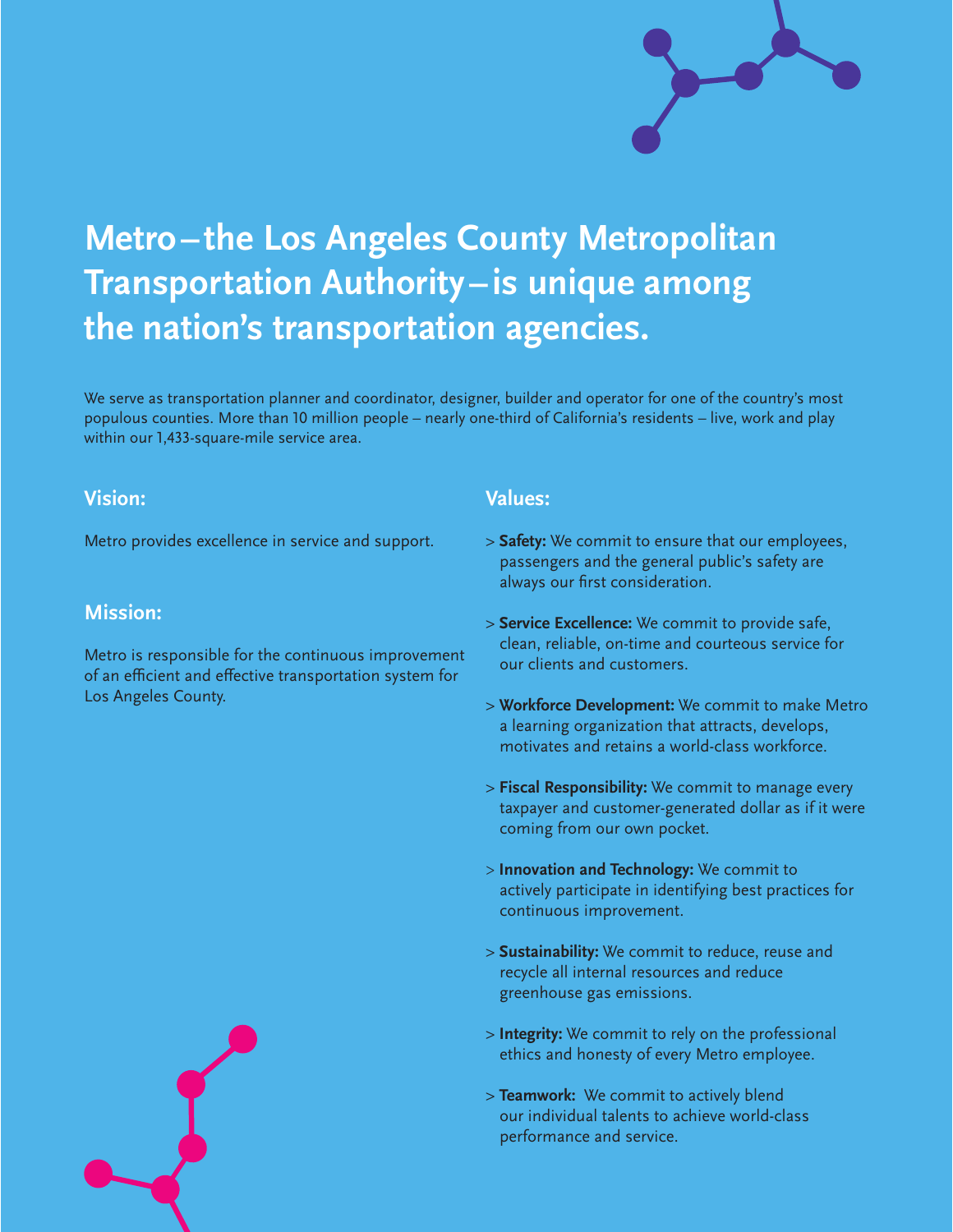# Metro – the Los Angeles County Metropolitan Transportation Authority – is unique among the nation's transportation agencies.

We serve as transportation planner and coordinator, designer, builder and operator for one of the country's most populous counties. More than 10 million people – nearly one-third of California's residents – live, work and play within our 1,433-square-mile service area.

## Vision:

Metro provides excellence in service and support.

## Mission:

Metro is responsible for the continuous improvement of an efficient and effective transportation system for Los Angeles County.

## Values:

> **Safety:** We commit to ensure that our employees, passengers and the general public's safety are always our first consideration.

> **Service Excellence:** We commit to provide safe, clean, reliable, on-time and courteous service for our clients and customers.

> **Workforce Development:** We commit to make Metro a learning organization that attracts, develops, motivates and retains a world-class workforce.

> **Fiscal Responsibility:** We commit to manage every taxpayer and customer-generated dollar as if it were coming from our own pocket.

> **Innovation and Technology:** We commit to actively participate in identifying best practices for continuous improvement.

> **Sustainability:** We commit to reduce, reuse and recycle all internal resources and reduce greenhouse gas emissions.

> **Integrity:** We commit to rely on the professional ethics and honesty of every Metro employee.

> **Teamwork:** We commit to actively blend our individual talents to achieve world-class performance and service.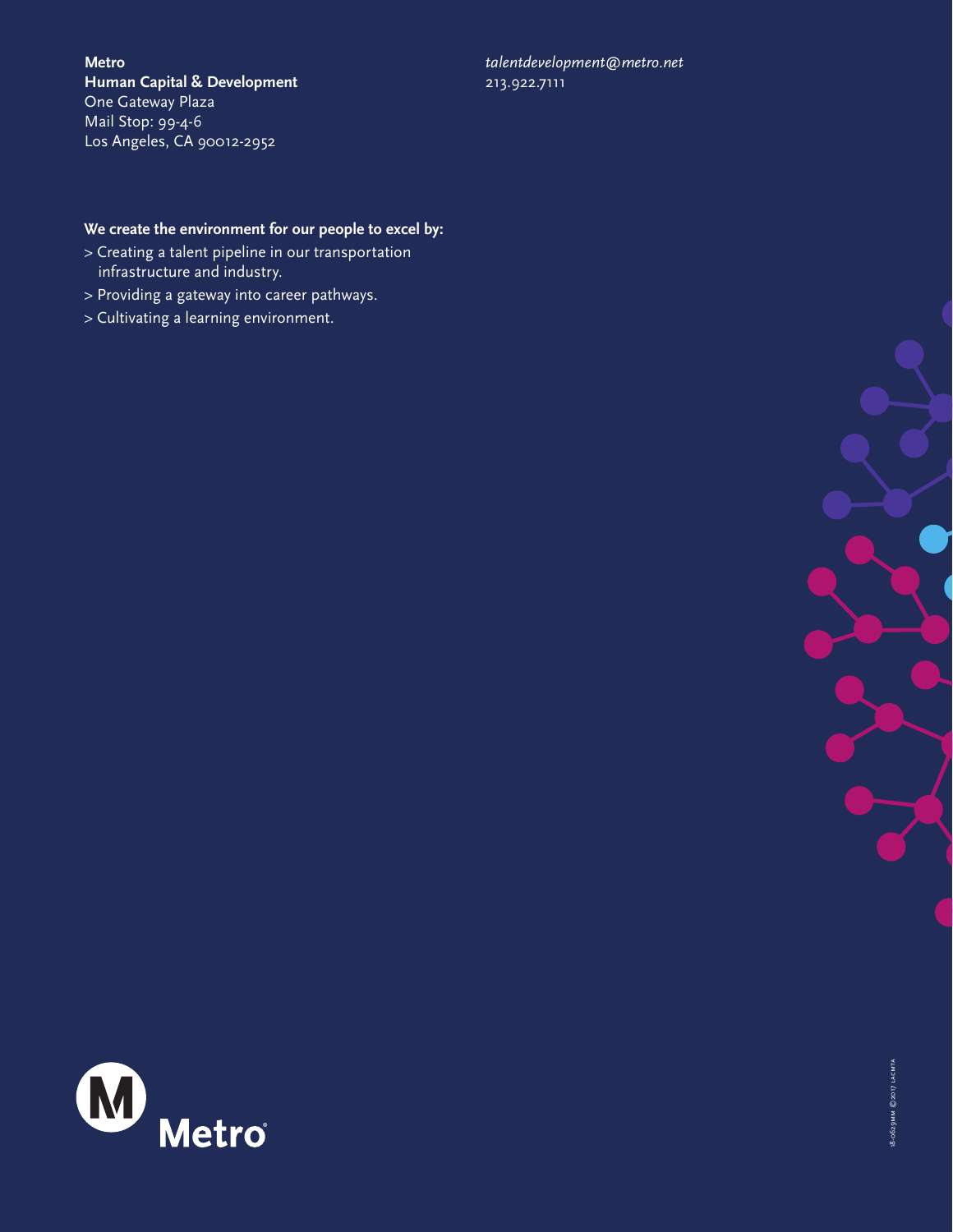**Metro**
**Human Capital & Development**
One Gateway Plaza
Mail Stop: 99-4-6
Los Angeles, CA 90012-2952

*talentdevelopment@metro.net*
213.922.7111

**We create the environment for our people to excel by:**

> Creating a talent pipeline in our transportation infrastructure and industry.
> Providing a gateway into career pathways.
> Cultivating a learning environment.

Metro

18-0629MM ©2017 LACMTA